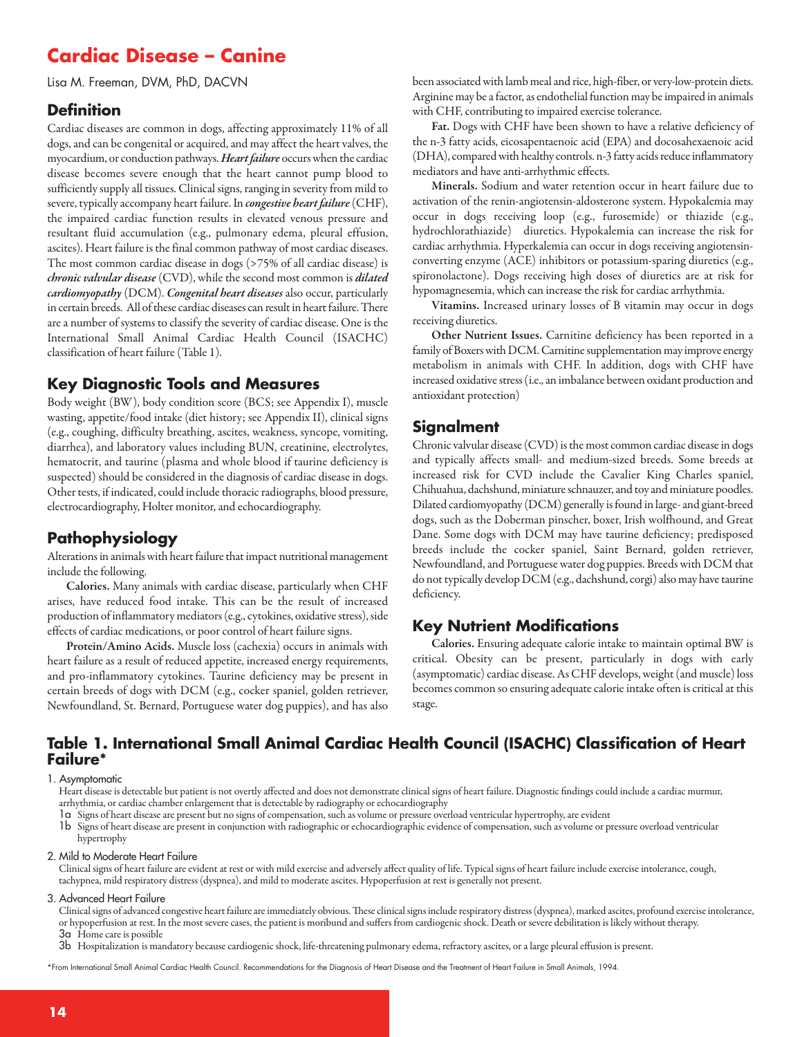# Cardiac Disease – Canine

Lisa M. Freeman, DVM, PhD, DACVN

## Definition

Cardiac diseases are common in dogs, affecting approximately 11% of all dogs, and can be congenital or acquired, and may affect the heart valves, the myocardium, or conduction pathways. ***Heart failure*** occurs when the cardiac disease becomes severe enough that the heart cannot pump blood to sufficiently supply all tissues. Clinical signs, ranging in severity from mild to severe, typically accompany heart failure. In ***congestive heart failure*** (CHF), the impaired cardiac function results in elevated venous pressure and resultant fluid accumulation (e.g., pulmonary edema, pleural effusion, ascites). Heart failure is the final common pathway of most cardiac diseases. The most common cardiac disease in dogs (>75% of all cardiac disease) is ***chronic valvular disease*** (CVD), while the second most common is ***dilated cardiomyopathy*** (DCM). ***Congenital heart diseases*** also occur, particularly in certain breeds. All of these cardiac diseases can result in heart failure. There are a number of systems to classify the severity of cardiac disease. One is the International Small Animal Cardiac Health Council (ISACHC) classification of heart failure (Table 1).

## Key Diagnostic Tools and Measures

Body weight (BW), body condition score (BCS; see Appendix I), muscle wasting, appetite/food intake (diet history; see Appendix II), clinical signs (e.g., coughing, difficulty breathing, ascites, weakness, syncope, vomiting, diarrhea), and laboratory values including BUN, creatinine, electrolytes, hematocrit, and taurine (plasma and whole blood if taurine deficiency is suspected) should be considered in the diagnosis of cardiac disease in dogs. Other tests, if indicated, could include thoracic radiographs, blood pressure, electrocardiography, Holter monitor, and echocardiography.

## Pathophysiology

Alterations in animals with heart failure that impact nutritional management include the following.

**Calories.** Many animals with cardiac disease, particularly when CHF arises, have reduced food intake. This can be the result of increased production of inflammatory mediators (e.g., cytokines, oxidative stress), side effects of cardiac medications, or poor control of heart failure signs.

**Protein/Amino Acids.** Muscle loss (cachexia) occurs in animals with heart failure as a result of reduced appetite, increased energy requirements, and pro-inflammatory cytokines. Taurine deficiency may be present in certain breeds of dogs with DCM (e.g., cocker spaniel, golden retriever, Newfoundland, St. Bernard, Portuguese water dog puppies), and has also been associated with lamb meal and rice, high-fiber, or very-low-protein diets. Arginine may be a factor, as endothelial function may be impaired in animals with CHF, contributing to impaired exercise tolerance.

**Fat.** Dogs with CHF have been shown to have a relative deficiency of the n-3 fatty acids, eicosapentaenoic acid (EPA) and docosahexaenoic acid (DHA), compared with healthy controls. n-3 fatty acids reduce inflammatory mediators and have anti-arrhythmic effects.

**Minerals.** Sodium and water retention occur in heart failure due to activation of the renin-angiotensin-aldosterone system. Hypokalemia may occur in dogs receiving loop (e.g., furosemide) or thiazide (e.g., hydrochlorathiazide) diuretics. Hypokalemia can increase the risk for cardiac arrhythmia. Hyperkalemia can occur in dogs receiving angiotensin-converting enzyme (ACE) inhibitors or potassium-sparing diuretics (e.g., spironolactone). Dogs receiving high doses of diuretics are at risk for hypomagnesemia, which can increase the risk for cardiac arrhythmia.

**Vitamins.** Increased urinary losses of B vitamin may occur in dogs receiving diuretics.

**Other Nutrient Issues.** Carnitine deficiency has been reported in a family of Boxers with DCM. Carnitine supplementation may improve energy metabolism in animals with CHF. In addition, dogs with CHF have increased oxidative stress (i.e., an imbalance between oxidant production and antioxidant protection)

## Signalment

Chronic valvular disease (CVD) is the most common cardiac disease in dogs and typically affects small- and medium-sized breeds. Some breeds at increased risk for CVD include the Cavalier King Charles spaniel, Chihuahua, dachshund, miniature schnauzer, and toy and miniature poodles. Dilated cardiomyopathy (DCM) generally is found in large- and giant-breed dogs, such as the Doberman pinscher, boxer, Irish wolfhound, and Great Dane. Some dogs with DCM may have taurine deficiency; predisposed breeds include the cocker spaniel, Saint Bernard, golden retriever, Newfoundland, and Portuguese water dog puppies. Breeds with DCM that do not typically develop DCM (e.g., dachshund, corgi) also may have taurine deficiency.

## Key Nutrient Modifications

**Calories.** Ensuring adequate calorie intake to maintain optimal BW is critical. Obesity can be present, particularly in dogs with early (asymptomatic) cardiac disease. As CHF develops, weight (and muscle) loss becomes common so ensuring adequate calorie intake often is critical at this stage.

### Table 1. International Small Animal Cardiac Health Council (ISACHC) Classification of Heart Failure*

1. Asymptomatic
   Heart disease is detectable but patient is not overtly affected and does not demonstrate clinical signs of heart failure. Diagnostic findings could include a cardiac murmur, arrhythmia, or cardiac chamber enlargement that is detectable by radiography or echocardiography
   - 1a Signs of heart disease are present but no signs of compensation, such as volume or pressure overload ventricular hypertrophy, are evident
   - 1b Signs of heart disease are present in conjunction with radiographic or echocardiographic evidence of compensation, such as volume or pressure overload ventricular hypertrophy

2. Mild to Moderate Heart Failure
   Clinical signs of heart failure are evident at rest or with mild exercise and adversely affect quality of life. Typical signs of heart failure include exercise intolerance, cough, tachypnea, mild respiratory distress (dyspnea), and mild to moderate ascites. Hypoperfusion at rest is generally not present.

3. Advanced Heart Failure
   Clinical signs of advanced congestive heart failure are immediately obvious. These clinical signs include respiratory distress (dyspnea), marked ascites, profound exercise intolerance, or hypoperfusion at rest. In the most severe cases, the patient is moribund and suffers from cardiogenic shock. Death or severe debilitation is likely without therapy.
   - 3a Home care is possible
   - 3b Hospitalization is mandatory because cardiogenic shock, life-threatening pulmonary edema, refractory ascites, or a large pleural effusion is present.

*From International Small Animal Cardiac Health Council. Recommendations for the Diagnosis of Heart Disease and the Treatment of Heart Failure in Small Animals, 1994.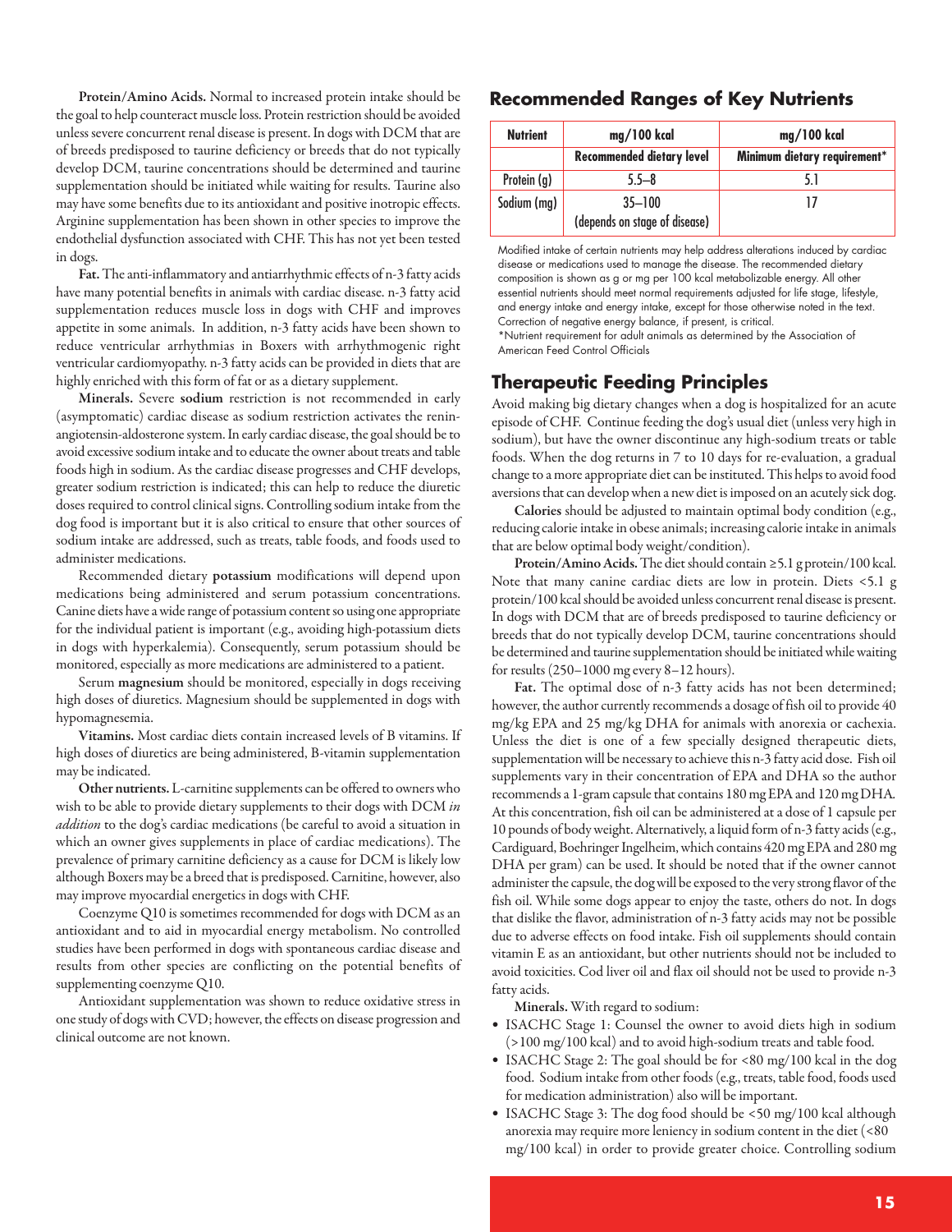**Protein/Amino Acids.** Normal to increased protein intake should be the goal to help counteract muscle loss. Protein restriction should be avoided unless severe concurrent renal disease is present. In dogs with DCM that are of breeds predisposed to taurine deficiency or breeds that do not typically develop DCM, taurine concentrations should be determined and taurine supplementation should be initiated while waiting for results. Taurine also may have some benefits due to its antioxidant and positive inotropic effects. Arginine supplementation has been shown in other species to improve the endothelial dysfunction associated with CHF. This has not yet been tested in dogs.

**Fat.** The anti-inflammatory and antiarrhythmic effects of n-3 fatty acids have many potential benefits in animals with cardiac disease. n-3 fatty acid supplementation reduces muscle loss in dogs with CHF and improves appetite in some animals. In addition, n-3 fatty acids have been shown to reduce ventricular arrhythmias in Boxers with arrhythmogenic right ventricular cardiomyopathy. n-3 fatty acids can be provided in diets that are highly enriched with this form of fat or as a dietary supplement.

**Minerals.** Severe **sodium** restriction is not recommended in early (asymptomatic) cardiac disease as sodium restriction activates the renin-angiotensin-aldosterone system. In early cardiac disease, the goal should be to avoid excessive sodium intake and to educate the owner about treats and table foods high in sodium. As the cardiac disease progresses and CHF develops, greater sodium restriction is indicated; this can help to reduce the diuretic doses required to control clinical signs. Controlling sodium intake from the dog food is important but it is also critical to ensure that other sources of sodium intake are addressed, such as treats, table foods, and foods used to administer medications.

Recommended dietary **potassium** modifications will depend upon medications being administered and serum potassium concentrations. Canine diets have a wide range of potassium content so using one appropriate for the individual patient is important (e.g., avoiding high-potassium diets in dogs with hyperkalemia). Consequently, serum potassium should be monitored, especially as more medications are administered to a patient.

Serum **magnesium** should be monitored, especially in dogs receiving high doses of diuretics. Magnesium should be supplemented in dogs with hypomagnesemia.

**Vitamins.** Most cardiac diets contain increased levels of B vitamins. If high doses of diuretics are being administered, B-vitamin supplementation may be indicated.

**Other nutrients.** L-carnitine supplements can be offered to owners who wish to be able to provide dietary supplements to their dogs with DCM *in addition* to the dog's cardiac medications (be careful to avoid a situation in which an owner gives supplements in place of cardiac medications). The prevalence of primary carnitine deficiency as a cause for DCM is likely low although Boxers may be a breed that is predisposed. Carnitine, however, also may improve myocardial energetics in dogs with CHF.

Coenzyme Q10 is sometimes recommended for dogs with DCM as an antioxidant and to aid in myocardial energy metabolism. No controlled studies have been performed in dogs with spontaneous cardiac disease and results from other species are conflicting on the potential benefits of supplementing coenzyme Q10.

Antioxidant supplementation was shown to reduce oxidative stress in one study of dogs with CVD; however, the effects on disease progression and clinical outcome are not known.

## Recommended Ranges of Key Nutrients

| Nutrient | mg/100 kcal | mg/100 kcal |
|---|---|---|
| | Recommended dietary level | Minimum dietary requirement* |
| Protein (g) | 5.5–8 | 5.1 |
| Sodium (mg) | 35–100 (depends on stage of disease) | 17 |

Modified intake of certain nutrients may help address alterations induced by cardiac disease or medications used to manage the disease. The recommended dietary composition is shown as g or mg per 100 kcal metabolizable energy. All other essential nutrients should meet normal requirements adjusted for life stage, lifestyle, and energy intake and energy intake, except for those otherwise noted in the text. Correction of negative energy balance, if present, is critical.

*Nutrient requirement for adult animals as determined by the Association of American Feed Control Officials

## Therapeutic Feeding Principles

Avoid making big dietary changes when a dog is hospitalized for an acute episode of CHF. Continue feeding the dog's usual diet (unless very high in sodium), but have the owner discontinue any high-sodium treats or table foods. When the dog returns in 7 to 10 days for re-evaluation, a gradual change to a more appropriate diet can be instituted. This helps to avoid food aversions that can develop when a new diet is imposed on an acutely sick dog.

**Calories** should be adjusted to maintain optimal body condition (e.g., reducing calorie intake in obese animals; increasing calorie intake in animals that are below optimal body weight/condition).

**Protein/Amino Acids.** The diet should contain ≥5.1 g protein/100 kcal. Note that many canine cardiac diets are low in protein. Diets <5.1 g protein/100 kcal should be avoided unless concurrent renal disease is present. In dogs with DCM that are of breeds predisposed to taurine deficiency or breeds that do not typically develop DCM, taurine concentrations should be determined and taurine supplementation should be initiated while waiting for results (250–1000 mg every 8–12 hours).

**Fat.** The optimal dose of n-3 fatty acids has not been determined; however, the author currently recommends a dosage of fish oil to provide 40 mg/kg EPA and 25 mg/kg DHA for animals with anorexia or cachexia. Unless the diet is one of a few specially designed therapeutic diets, supplementation will be necessary to achieve this n-3 fatty acid dose. Fish oil supplements vary in their concentration of EPA and DHA so the author recommends a 1-gram capsule that contains 180 mg EPA and 120 mg DHA. At this concentration, fish oil can be administered at a dose of 1 capsule per 10 pounds of body weight. Alternatively, a liquid form of n-3 fatty acids (e.g., Cardiguard, Boehringer Ingelheim, which contains 420 mg EPA and 280 mg DHA per gram) can be used. It should be noted that if the owner cannot administer the capsule, the dog will be exposed to the very strong flavor of the fish oil. While some dogs appear to enjoy the taste, others do not. In dogs that dislike the flavor, administration of n-3 fatty acids may not be possible due to adverse effects on food intake. Fish oil supplements should contain vitamin E as an antioxidant, but other nutrients should not be included to avoid toxicities. Cod liver oil and flax oil should not be used to provide n-3 fatty acids.

**Minerals.** With regard to sodium:

- ISACHC Stage 1: Counsel the owner to avoid diets high in sodium (>100 mg/100 kcal) and to avoid high-sodium treats and table food.
- ISACHC Stage 2: The goal should be for <80 mg/100 kcal in the dog food. Sodium intake from other foods (e.g., treats, table food, foods used for medication administration) also will be important.
- ISACHC Stage 3: The dog food should be <50 mg/100 kcal although anorexia may require more leniency in sodium content in the diet (<80 mg/100 kcal) in order to provide greater choice. Controlling sodium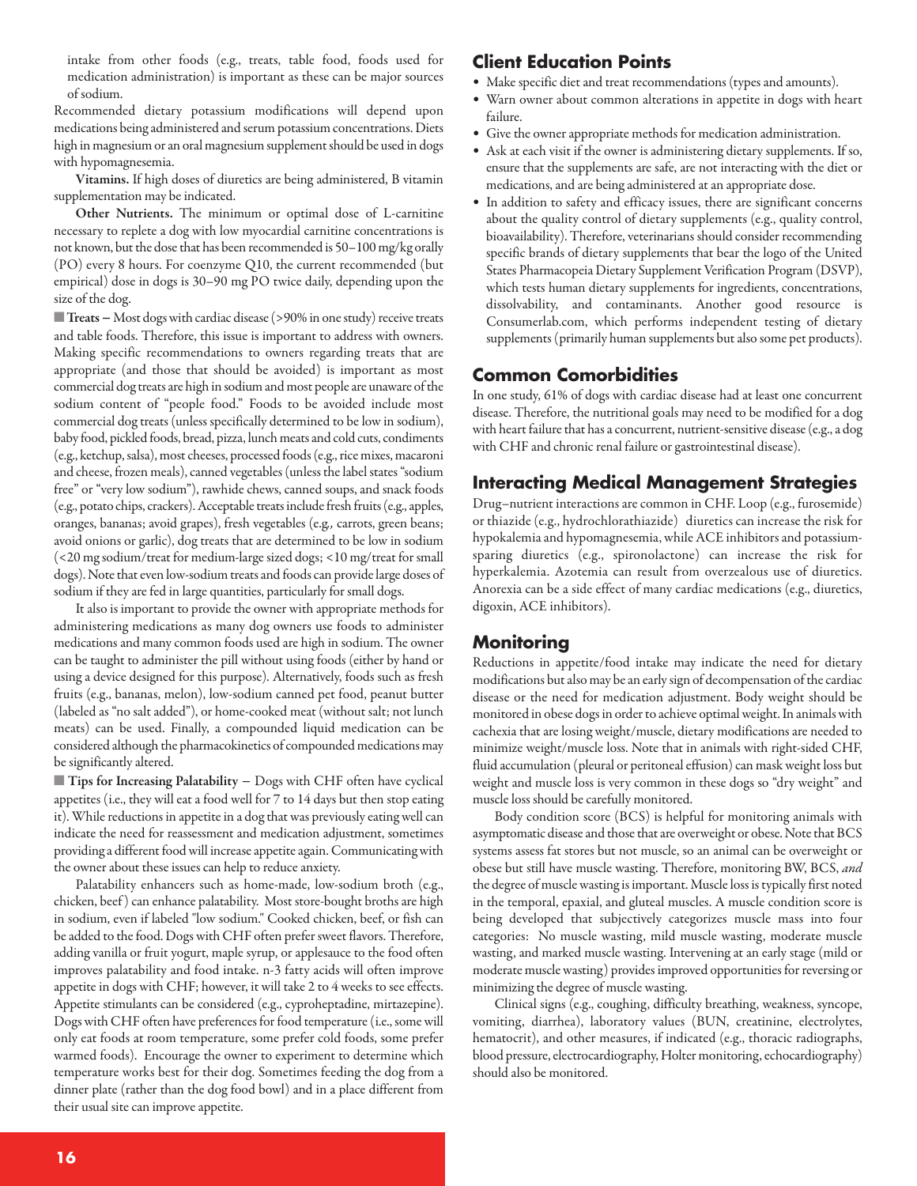intake from other foods (e.g., treats, table food, foods used for medication administration) is important as these can be major sources of sodium.

Recommended dietary potassium modifications will depend upon medications being administered and serum potassium concentrations. Diets high in magnesium or an oral magnesium supplement should be used in dogs with hypomagnesemia.

**Vitamins.** If high doses of diuretics are being administered, B vitamin supplementation may be indicated.

**Other Nutrients.** The minimum or optimal dose of L-carnitine necessary to replete a dog with low myocardial carnitine concentrations is not known, but the dose that has been recommended is 50–100 mg/kg orally (PO) every 8 hours. For coenzyme Q10, the current recommended (but empirical) dose in dogs is 30–90 mg PO twice daily, depending upon the size of the dog.

**Treats –** Most dogs with cardiac disease (>90% in one study) receive treats and table foods. Therefore, this issue is important to address with owners. Making specific recommendations to owners regarding treats that are appropriate (and those that should be avoided) is important as most commercial dog treats are high in sodium and most people are unaware of the sodium content of "people food." Foods to be avoided include most commercial dog treats (unless specifically determined to be low in sodium), baby food, pickled foods, bread, pizza, lunch meats and cold cuts, condiments (e.g., ketchup, salsa), most cheeses, processed foods (e.g., rice mixes, macaroni and cheese, frozen meals), canned vegetables (unless the label states "sodium free" or "very low sodium"), rawhide chews, canned soups, and snack foods (e.g., potato chips, crackers). Acceptable treats include fresh fruits (e.g., apples, oranges, bananas; avoid grapes), fresh vegetables (e.g., carrots, green beans; avoid onions or garlic), dog treats that are determined to be low in sodium (<20 mg sodium/treat for medium-large sized dogs; <10 mg/treat for small dogs). Note that even low-sodium treats and foods can provide large doses of sodium if they are fed in large quantities, particularly for small dogs.

It also is important to provide the owner with appropriate methods for administering medications as many dog owners use foods to administer medications and many common foods used are high in sodium. The owner can be taught to administer the pill without using foods (either by hand or using a device designed for this purpose). Alternatively, foods such as fresh fruits (e.g., bananas, melon), low-sodium canned pet food, peanut butter (labeled as "no salt added"), or home-cooked meat (without salt; not lunch meats) can be used. Finally, a compounded liquid medication can be considered although the pharmacokinetics of compounded medications may be significantly altered.

**Tips for Increasing Palatability –** Dogs with CHF often have cyclical appetites (i.e., they will eat a food well for 7 to 14 days but then stop eating it). While reductions in appetite in a dog that was previously eating well can indicate the need for reassessment and medication adjustment, sometimes providing a different food will increase appetite again. Communicating with the owner about these issues can help to reduce anxiety.

Palatability enhancers such as home-made, low-sodium broth (e.g., chicken, beef) can enhance palatability. Most store-bought broths are high in sodium, even if labeled "low sodium." Cooked chicken, beef, or fish can be added to the food. Dogs with CHF often prefer sweet flavors. Therefore, adding vanilla or fruit yogurt, maple syrup, or applesauce to the food often improves palatability and food intake. n-3 fatty acids will often improve appetite in dogs with CHF; however, it will take 2 to 4 weeks to see effects. Appetite stimulants can be considered (e.g., cyproheptadine, mirtazepine). Dogs with CHF often have preferences for food temperature (i.e., some will only eat foods at room temperature, some prefer cold foods, some prefer warmed foods). Encourage the owner to experiment to determine which temperature works best for their dog. Sometimes feeding the dog from a dinner plate (rather than the dog food bowl) and in a place different from their usual site can improve appetite.

## Client Education Points

- Make specific diet and treat recommendations (types and amounts).
- Warn owner about common alterations in appetite in dogs with heart failure.
- Give the owner appropriate methods for medication administration.
- Ask at each visit if the owner is administering dietary supplements. If so, ensure that the supplements are safe, are not interacting with the diet or medications, and are being administered at an appropriate dose.
- In addition to safety and efficacy issues, there are significant concerns about the quality control of dietary supplements (e.g., quality control, bioavailability). Therefore, veterinarians should consider recommending specific brands of dietary supplements that bear the logo of the United States Pharmacopeia Dietary Supplement Verification Program (DSVP), which tests human dietary supplements for ingredients, concentrations, dissolvability, and contaminants. Another good resource is Consumerlab.com, which performs independent testing of dietary supplements (primarily human supplements but also some pet products).

## Common Comorbidities

In one study, 61% of dogs with cardiac disease had at least one concurrent disease. Therefore, the nutritional goals may need to be modified for a dog with heart failure that has a concurrent, nutrient-sensitive disease (e.g., a dog with CHF and chronic renal failure or gastrointestinal disease).

## Interacting Medical Management Strategies

Drug–nutrient interactions are common in CHF. Loop (e.g., furosemide) or thiazide (e.g., hydrochlorathiazide) diuretics can increase the risk for hypokalemia and hypomagnesemia, while ACE inhibitors and potassium-sparing diuretics (e.g., spironolactone) can increase the risk for hyperkalemia. Azotemia can result from overzealous use of diuretics. Anorexia can be a side effect of many cardiac medications (e.g., diuretics, digoxin, ACE inhibitors).

## Monitoring

Reductions in appetite/food intake may indicate the need for dietary modifications but also may be an early sign of decompensation of the cardiac disease or the need for medication adjustment. Body weight should be monitored in obese dogs in order to achieve optimal weight. In animals with cachexia that are losing weight/muscle, dietary modifications are needed to minimize weight/muscle loss. Note that in animals with right-sided CHF, fluid accumulation (pleural or peritoneal effusion) can mask weight loss but weight and muscle loss is very common in these dogs so "dry weight" and muscle loss should be carefully monitored.

Body condition score (BCS) is helpful for monitoring animals with asymptomatic disease and those that are overweight or obese. Note that BCS systems assess fat stores but not muscle, so an animal can be overweight or obese but still have muscle wasting. Therefore, monitoring BW, BCS, *and* the degree of muscle wasting is important. Muscle loss is typically first noted in the temporal, epaxial, and gluteal muscles. A muscle condition score is being developed that subjectively categorizes muscle mass into four categories: No muscle wasting, mild muscle wasting, moderate muscle wasting, and marked muscle wasting. Intervening at an early stage (mild or moderate muscle wasting) provides improved opportunities for reversing or minimizing the degree of muscle wasting.

Clinical signs (e.g., coughing, difficulty breathing, weakness, syncope, vomiting, diarrhea), laboratory values (BUN, creatinine, electrolytes, hematocrit), and other measures, if indicated (e.g., thoracic radiographs, blood pressure, electrocardiography, Holter monitoring, echocardiography) should also be monitored.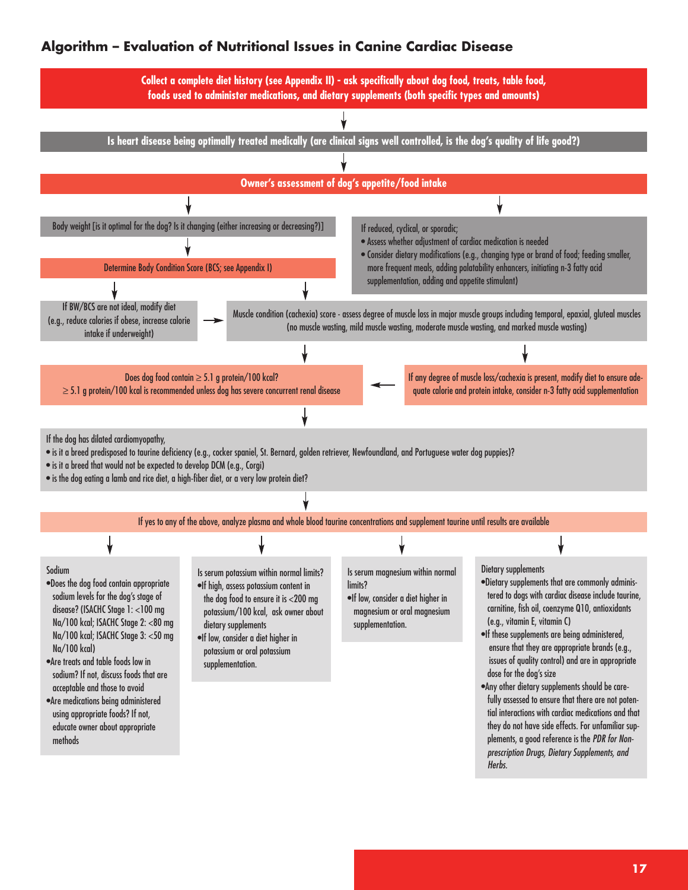## Algorithm – Evaluation of Nutritional Issues in Canine Cardiac Disease

**Collect a complete diet history (see Appendix II) - ask specifically about dog food, treats, table food, foods used to administer medications, and dietary supplements (both specific types and amounts)**

**Is heart disease being optimally treated medically (are clinical signs well controlled, is the dog's quality of life good?)**

**Owner's assessment of dog's appetite/food intake**

Body weight [is it optimal for the dog? Is it changing (either increasing or decreasing?)]

If reduced, cyclical, or sporadic;

- Assess whether adjustment of cardiac medication is needed
- Consider dietary modifications (e.g., changing type or brand of food; feeding smaller, more frequent meals, adding palatability enhancers, initiating n-3 fatty acid supplementation, adding and appetite stimulant)

Determine Body Condition Score (BCS; see Appendix I)

If BW/BCS are not ideal, modify diet (e.g., reduce calories if obese, increase calorie intake if underweight)

Muscle condition (cachexia) score - assess degree of muscle loss in major muscle groups including temporal, epaxial, gluteal muscles (no muscle wasting, mild muscle wasting, moderate muscle wasting, and marked muscle wasting)

If any degree of muscle loss/cachexia is present, modify diet to ensure adequate calorie and protein intake, consider n-3 fatty acid supplementation

Does dog food contain ≥ 5.1 g protein/100 kcal?
≥ 5.1 g protein/100 kcal is recommended unless dog has severe concurrent renal disease

If the dog has dilated cardiomyopathy,

- is it a breed predisposed to taurine deficiency (e.g., cocker spaniel, St. Bernard, golden retriever, Newfoundland, and Portuguese water dog puppies)?
- is it a breed that would not be expected to develop DCM (e.g., Corgi)
- is the dog eating a lamb and rice diet, a high-fiber diet, or a very low protein diet?

If yes to any of the above, analyze plasma and whole blood taurine concentrations and supplement taurine until results are available

Sodium

- Does the dog food contain appropriate sodium levels for the dog's stage of disease? (ISACHC Stage 1: <100 mg Na/100 kcal; ISACHC Stage 2: <80 mg Na/100 kcal; ISACHC Stage 3: <50 mg Na/100 kcal)
- Are treats and table foods low in sodium? If not, discuss foods that are acceptable and those to avoid
- Are medications being administered using appropriate foods? If not, educate owner about appropriate methods

Is serum potassium within normal limits?

- If high, assess potassium content in the dog food to ensure it is <200 mg potassium/100 kcal, ask owner about dietary supplements
- If low, consider a diet higher in potassium or oral potassium supplementation.

Is serum magnesium within normal limits?

- If low, consider a diet higher in magnesium or oral magnesium supplementation.

Dietary supplements

- Dietary supplements that are commonly administered to dogs with cardiac disease include taurine, carnitine, fish oil, coenzyme Q10, antioxidants (e.g., vitamin E, vitamin C)
- If these supplements are being administered, ensure that they are appropriate brands (e.g., issues of quality control) and are in appropriate dose for the dog's size
- Any other dietary supplements should be carefully assessed to ensure that there are not potential interactions with cardiac medications and that they do not have side effects. For unfamiliar supplements, a good reference is the *PDR for Nonprescription Drugs, Dietary Supplements, and Herbs.*